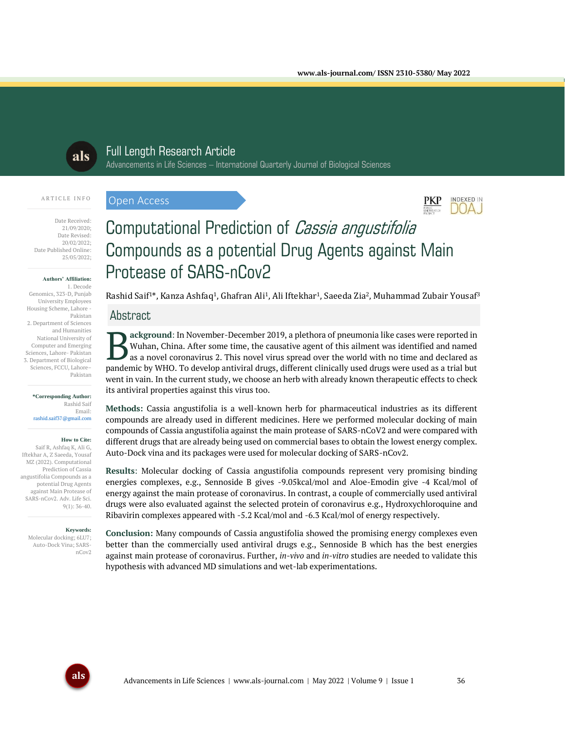Full Length Research Article

Advancements in Life Sciences – International Quarterly Journal of Biological Sciences

ARTICLE INFO

Date Received: 21/09/2020;
Date Revised: 20/02/2022;
Date Published Online: 25/05/2022;

**Authors' Affiliation:**
1. Decode Genomics, 323-D, Punjab University Employees Housing Scheme, Lahore - Pakistan
2. Department of Sciences and Humanities National University of Computer and Emerging Sciences, Lahore- Pakistan
3. Department of Biological Sciences, FCCU, Lahore– Pakistan

**\*Corresponding Author:**
Rashid Saif
Email: rashid.saif37@gmail.com

**How to Cite:**
Saif R, Ashfaq K, Ali G, Iftekhar A, Z Saeeda, Yousaf MZ (2022). Computational Prediction of Cassia angustifolia Compounds as a potential Drug Agents against Main Protease of SARS-nCov2. Adv. Life Sci. 9(1): 36-40.

**Keywords:**
Molecular docking; 6LU7; Auto-Dock Vina; SARS-nCov2

Open Access

# Computational Prediction of *Cassia angustifolia* Compounds as a potential Drug Agents against Main Protease of SARS-nCov2

Rashid Saif[1]*, Kanza Ashfaq[1], Ghafran Ali[1], Ali Iftekhar[1], Saeeda Zia[2], Muhammad Zubair Yousaf[3]

## Abstract

**Background**: In November-December 2019, a plethora of pneumonia like cases were reported in Wuhan, China. After some time, the causative agent of this ailment was identified and named as a novel coronavirus 2. This novel virus spread over the world with no time and declared as pandemic by WHO. To develop antiviral drugs, different clinically used drugs were used as a trial but went in vain. In the current study, we choose an herb with already known therapeutic effects to check its antiviral properties against this virus too.

**Methods:** Cassia angustifolia is a well-known herb for pharmaceutical industries as its different compounds are already used in different medicines. Here we performed molecular docking of main compounds of Cassia angustifolia against the main protease of SARS-nCoV2 and were compared with different drugs that are already being used on commercial bases to obtain the lowest energy complex. Auto-Dock vina and its packages were used for molecular docking of SARS-nCov2.

**Results**: Molecular docking of Cassia angustifolia compounds represent very promising binding energies complexes, e.g., Sennoside B gives -9.05kcal/mol and Aloe-Emodin give -4 Kcal/mol of energy against the main protease of coronavirus. In contrast, a couple of commercially used antiviral drugs were also evaluated against the selected protein of coronavirus e.g., Hydroxychloroquine and Ribavirin complexes appeared with -5.2 Kcal/mol and -6.3 Kcal/mol of energy respectively.

**Conclusion:** Many compounds of Cassia angustifolia showed the promising energy complexes even better than the commercially used antiviral drugs e.g., Sennoside B which has the best energies against main protease of coronavirus. Further, *in-vivo* and *in-vitro* studies are needed to validate this hypothesis with advanced MD simulations and wet-lab experimentations.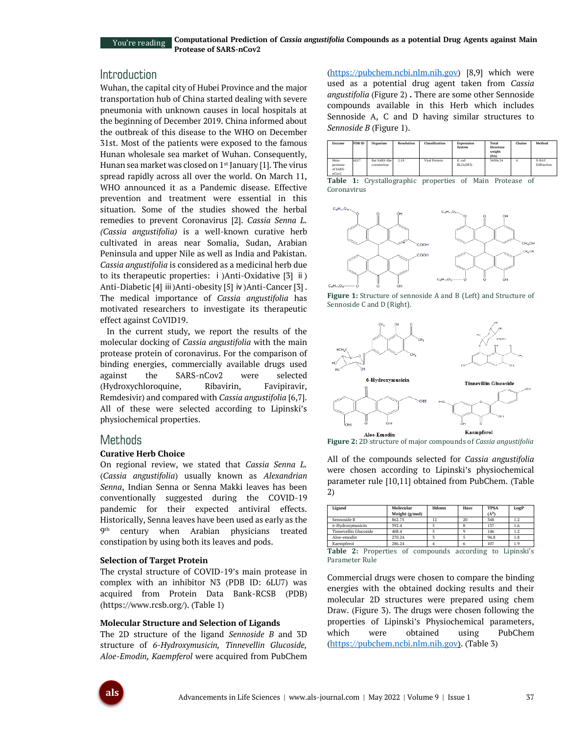## Introduction

Wuhan, the capital city of Hubei Province and the major transportation hub of China started dealing with severe pneumonia with unknown causes in local hospitals at the beginning of December 2019. China informed about the outbreak of this disease to the WHO on December 31st. Most of the patients were exposed to the famous Hunan wholesale sea market of Wuhan. Consequently, Hunan sea market was closed on 1st January [1]. The virus spread rapidly across all over the world. On March 11, WHO announced it as a Pandemic disease. Effective prevention and treatment were essential in this situation. Some of the studies showed the herbal remedies to prevent Coronavirus [2]. *Cassia Senna L. (Cassia angustifolia)* is a well-known curative herb cultivated in areas near Somalia, Sudan, Arabian Peninsula and upper Nile as well as India and Pakistan. *Cassia angustifolia* is considered as a medicinal herb due to its therapeutic properties: ⅰ)Anti-Oxidative [3] ⅱ) Anti-Diabetic [4] ⅲ)Anti-obesity [5] ⅳ)Anti-Cancer [3]. The medical importance of *Cassia angustifolia* has motivated researchers to investigate its therapeutic effect against CoVID19.

In the current study, we report the results of the molecular docking of *Cassia angustifolia* with the main protease protein of coronavirus. For the comparison of binding energies, commercially available drugs used against the SARS-nCov2 were selected (Hydroxychloroquine, Ribavirin, Favipiravir, Remdesivir) and compared with *Cassia angustifolia* [6,7]. All of these were selected according to Lipinski's physiochemical properties.

## Methods

### Curative Herb Choice

On regional review, we stated that *Cassia Senna L.* (*Cassia angustifolia*) usually known as *Alexandrian Senna*, Indian Senna or Senna Makki leaves has been conventionally suggested during the COVID-19 pandemic for their expected antiviral effects. Historically, Senna leaves have been used as early as the 9th century when Arabian physicians treated constipation by using both its leaves and pods.

### Selection of Target Protein

The crystal structure of COVID-19's main protease in complex with an inhibitor N3 (PDB ID: 6LU7) was acquired from Protein Data Bank-RCSB (PDB) (https://www.rcsb.org/). (Table 1)

### Molecular Structure and Selection of Ligands

The 2D structure of the ligand *Sennoside B* and 3D structure of *6-Hydroxymusicin, Tinnevellin Glucoside, Aloe-Emodin, Kaempferol* were acquired from PubChem (https://pubchem.ncbi.nlm.nih.gov) [8,9] which were used as a potential drug agent taken from *Cassia angustifolia* (Figure 2). There are some other Sennoside compounds available in this Herb which includes Sennoside A, C and D having similar structures to *Sennoside B* (Figure 1).

| Enzyme | PDB ID | Organism | Resolution | Classification | Expression System | Total Structure weight (DA) | Chains | Method |
|---|---|---|---|---|---|---|---|---|
| Main protease of SARS-nCov2 | 6LU7 | Bat SARS-like coronavirus | 2.1Å | Viral Protein | *E. coli* BL21(DE3) | 34506.34 | A | X-RAY Diffraction |

**Table 1:** Crystallographic properties of Main Protease of Coronavirus

**Figure 1:** Structure of sennoside A and B (Left) and Structure of Sennoside C and D (Right).

**Figure 2:** 2D structure of major compounds of *Cassia angustifolia*

All of the compounds selected for *Cassia angustifolia* were chosen according to Lipinski's physiochemical parameter rule [10,11] obtained from PubChem. (Table 2)

| Ligand | Molecular Weight (g/mol) | Hdonn | Hacc | TPSA (Å²) | LogP |
|---|---|---|---|---|---|
| Sennoside B | 862.75 | 12 | 20 | 348 | 1.2 |
| 6-Hydroxymusicin | 392.4 | 5 | 8 | 137 | 1.6 |
| Tinnevellin Glucoside | 408.4 | 5 | 9 | 146 | 1.2 |
| Aloe-emodin | 270.24 | 3 | 5 | 94.8 | 1.8 |
| Kaempferol | 286.24 | 4 | 6 | 107 | 1.9 |

**Table 2:** Properties of compounds according to Lipinski's Parameter Rule

Commercial drugs were chosen to compare the binding energies with the obtained docking results and their molecular 2D structures were prepared using chem Draw. (Figure 3). The drugs were chosen following the properties of Lipinski's Physiochemical parameters, which were obtained using PubChem (https://pubchem.ncbi.nlm.nih.gov). (Table 3)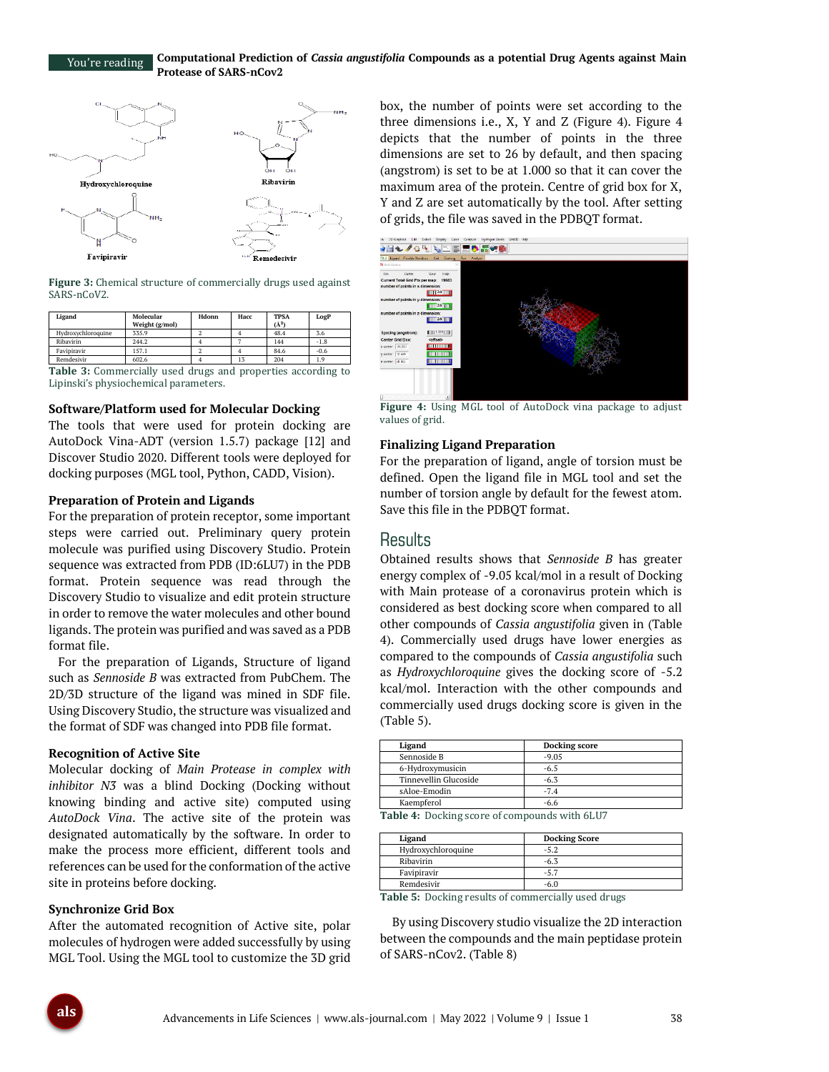Figure 3: Chemical structure of commercially drugs used against SARS-nCoV2.

| Ligand | Molecular Weight (g/mol) | Hdonn | Hacc | TPSA ($Å^2$) | LogP |
| --- | --- | --- | --- | --- | --- |
| Hydroxychloroquine | 335.9 | 2 | 4 | 48.4 | 3.6 |
| Ribavirin | 244.2 | 4 | 7 | 144 | -1.8 |
| Favipiravir | 157.1 | 2 | 4 | 84.6 | -0.6 |
| Remedesivir | 602.6 | 4 | 13 | 204 | 1.9 |

**Table 3:** Commercially used drugs and properties according to Lipinski's physiochemical parameters.

### Software/Platform used for Molecular Docking

The tools that were used for protein docking are AutoDock Vina-ADT (version 1.5.7) package [12] and Discover Studio 2020. Different tools were deployed for docking purposes (MGL tool, Python, CADD, Vision).

### Preparation of Protein and Ligands

For the preparation of protein receptor, some important steps were carried out. Preliminary query protein molecule was purified using Discovery Studio. Protein sequence was extracted from PDB (ID:6LU7) in the PDB format. Protein sequence was read through the Discovery Studio to visualize and edit protein structure in order to remove the water molecules and other bound ligands. The protein was purified and was saved as a PDB format file.

For the preparation of Ligands, Structure of ligand such as *Sennoside B* was extracted from PubChem. The 2D/3D structure of the ligand was mined in SDF file. Using Discovery Studio, the structure was visualized and the format of SDF was changed into PDB file format.

### Recognition of Active Site

Molecular docking of *Main Protease in complex with inhibitor N3* was a blind Docking (Docking without knowing binding and active site) computed using *AutoDock Vina*. The active site of the protein was designated automatically by the software. In order to make the process more efficient, different tools and references can be used for the conformation of the active site in proteins before docking.

### Synchronize Grid Box

After the automated recognition of Active site, polar molecules of hydrogen were added successfully by using MGL Tool. Using the MGL tool to customize the 3D grid box, the number of points were set according to the three dimensions i.e., X, Y and Z (Figure 4). Figure 4 depicts that the number of points in the three dimensions are set to 26 by default, and then spacing (angstrom) is set to be at 1.000 so that it can cover the maximum area of the protein. Centre of grid box for X, Y and Z are set automatically by the tool. After setting of grids, the file was saved in the PDBQT format.

**Figure 4:** Using MGL tool of AutoDock vina package to adjust values of grid.

### Finalizing Ligand Preparation

For the preparation of ligand, angle of torsion must be defined. Open the ligand file in MGL tool and set the number of torsion angle by default for the fewest atom. Save this file in the PDBQT format.

## Results

Obtained results shows that *Sennoside B* has greater energy complex of -9.05 kcal/mol in a result of Docking with Main protease of a coronavirus protein which is considered as best docking score when compared to all other compounds of *Cassia angustifolia* given in (Table 4). Commercially used drugs have lower energies as compared to the compounds of *Cassia angustifolia* such as *Hydroxychloroquine* gives the docking score of -5.2 kcal/mol. Interaction with the other compounds and commercially used drugs docking score is given in the (Table 5).

| Ligand | Docking score |
| --- | --- |
| Sennoside B | -9.05 |
| 6-Hydroxymusicin | -6.5 |
| Tinnevellin Glucoside | -6.3 |
| sAloe-Emodin | -7.4 |
| Kaempferol | -6.6 |

**Table 4:** Docking score of compounds with 6LU7

| Ligand | Docking Score |
| --- | --- |
| Hydroxychloroquine | -5.2 |
| Ribavirin | -6.3 |
| Favipiravir | -5.7 |
| Remdesivir | -6.0 |

**Table 5:** Docking results of commercially used drugs

By using Discovery studio visualize the 2D interaction between the compounds and the main peptidase protein of SARS-nCov2. (Table 8)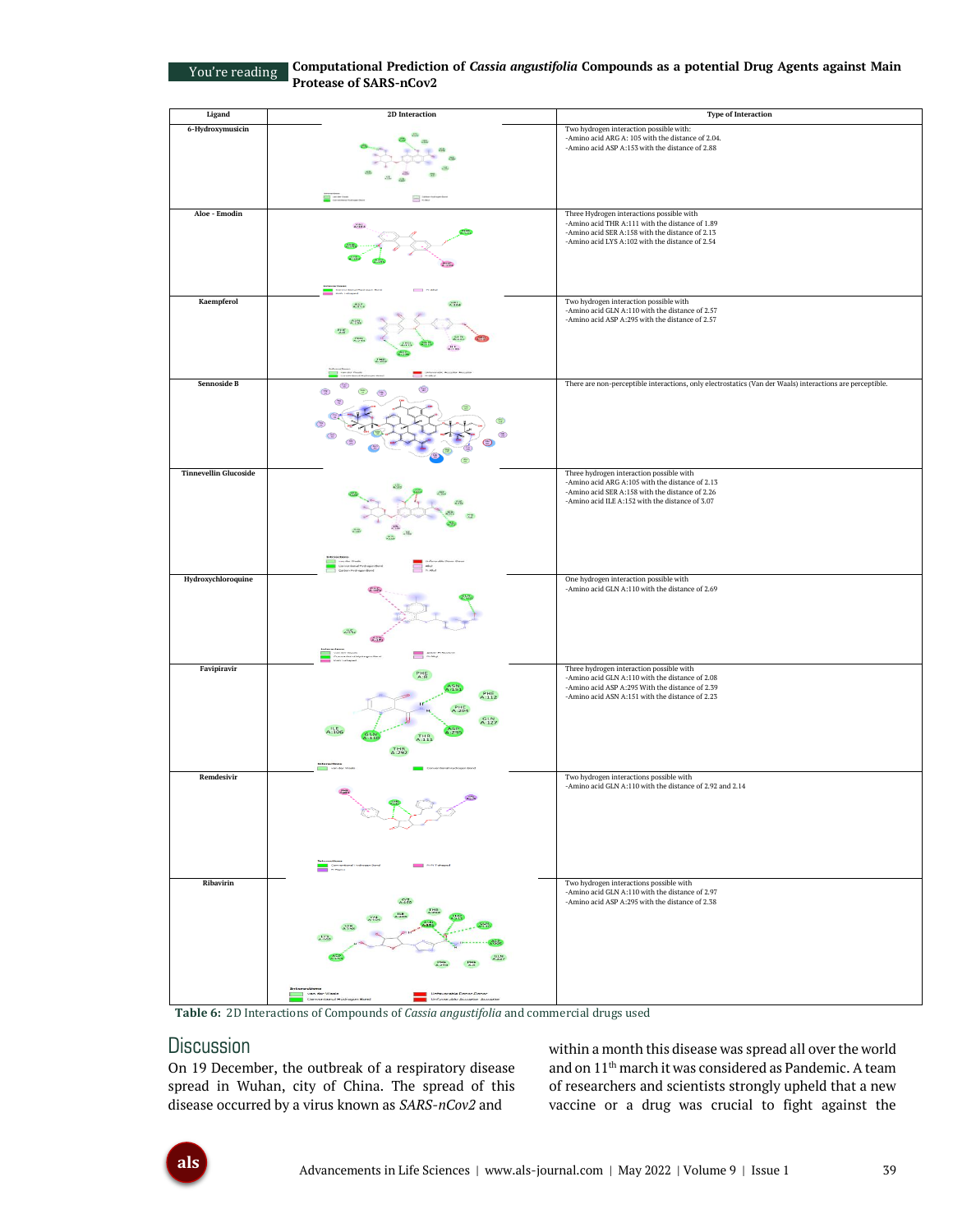| Ligand | 2D Interaction | Type of Interaction |
|---|---|---|
| 6-Hydroxymusicin | | Two hydrogen interaction possible with:<br>-Amino acid ARG A: 105 with the distance of 2.04.<br>-Amino acid ASP A:153 with the distance of 2.88 |
| Aloe - Emodin | | Three Hydrogen interactions possible with<br>-Amino acid THR A:111 with the distance of 1.89<br>-Amino acid SER A:158 with the distance of 2.13<br>-Amino acid LYS A:102 with the distance of 2.54 |
| Kaempferol | | Two hydrogen interaction possible with<br>-Amino acid GLN A:110 with the distance of 2.57<br>-Amino acid ASP A:295 with the distance of 2.57 |
| Sennoside B | | There are non-perceptible interactions, only electrostatics (Van der Waals) interactions are perceptible. |
| Tinnevellin Glucoside | | Three hydrogen interaction possible with<br>-Amino acid ARG A:105 with the distance of 2.13<br>-Amino acid SER A:158 with the distance of 2.26<br>-Amino acid ILE A:152 with the distance of 3.07 |
| Hydroxychloroquine | | One hydrogen interaction possible with<br>-Amino acid GLN A:110 with the distance of 2.69 |
| Favipiravir | | Three hydrogen interaction possible with<br>-Amino acid GLN A:110 with the distance of 2.08<br>-Amino acid ASP A:295 With the distance of 2.39<br>-Amino acid ASN A:151 with the distance of 2.23 |
| Remdesivir | | Two hydrogen interactions possible with<br>-Amino acid GLN A:110 with the distance of 2.92 and 2.14 |
| Ribavirin | | Two hydrogen interactions possible with<br>-Amino acid GLN A:110 with the distance of 2.97<br>-Amino acid ASP A:295 with the distance of 2.38 |

**Table 6:** 2D Interactions of Compounds of *Cassia angustifolia* and commercial drugs used

## Discussion

On 19 December, the outbreak of a respiratory disease spread in Wuhan, city of China. The spread of this disease occurred by a virus known as *SARS-nCov2* and within a month this disease was spread all over the world and on 11th march it was considered as Pandemic. A team of researchers and scientists strongly upheld that a new vaccine or a drug was crucial to fight against the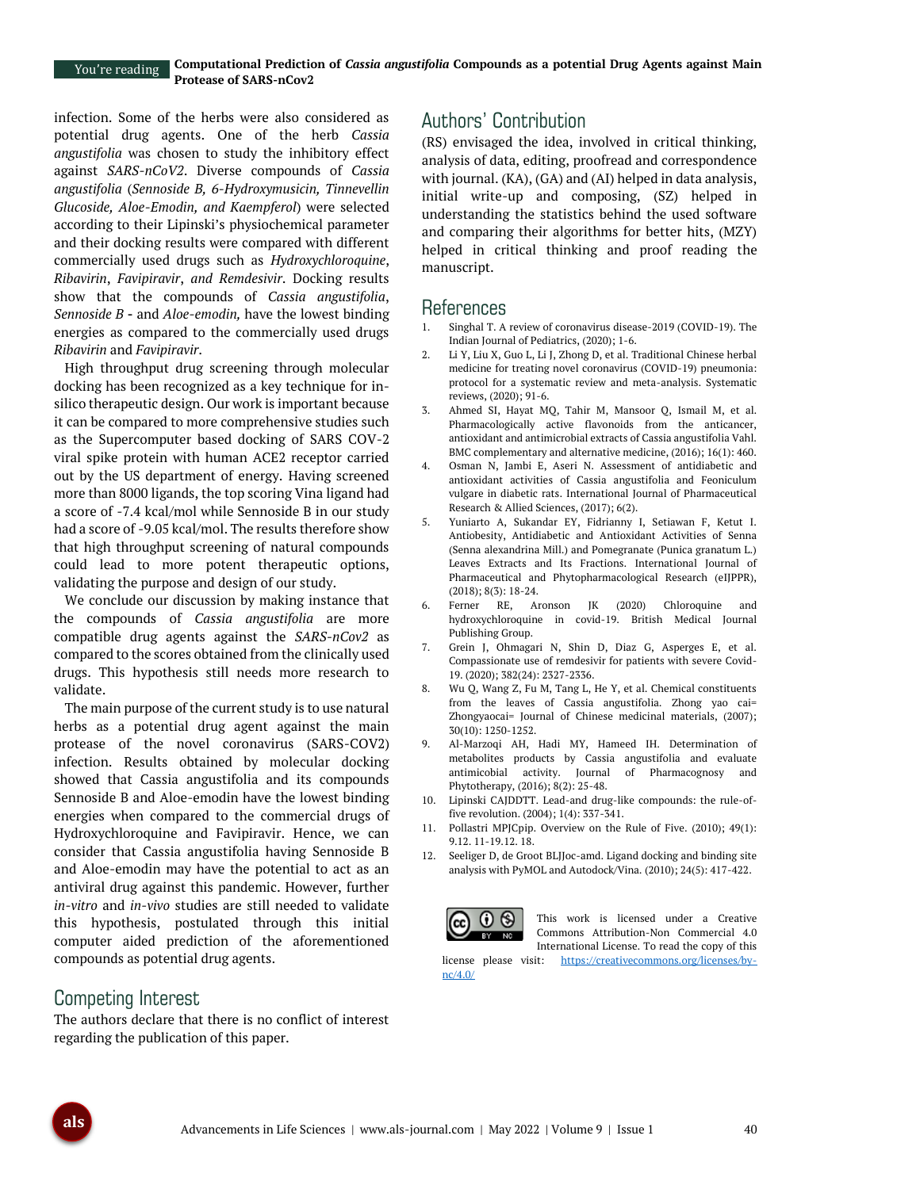infection. Some of the herbs were also considered as potential drug agents. One of the herb *Cassia angustifolia* was chosen to study the inhibitory effect against *SARS-nCoV2*. Diverse compounds of *Cassia angustifolia* (*Sennoside B, 6-Hydroxymusicin, Tinnevellin Glucoside, Aloe-Emodin, and Kaempferol*) were selected according to their Lipinski's physiochemical parameter and their docking results were compared with different commercially used drugs such as *Hydroxychloroquine*, *Ribavirin*, *Favipiravir*, *and Remdesivir*. Docking results show that the compounds of *Cassia angustifolia*, *Sennoside B* - and *Aloe-emodin,* have the lowest binding energies as compared to the commercially used drugs *Ribavirin* and *Favipiravir*.

High throughput drug screening through molecular docking has been recognized as a key technique for in-silico therapeutic design. Our work is important because it can be compared to more comprehensive studies such as the Supercomputer based docking of SARS COV-2 viral spike protein with human ACE2 receptor carried out by the US department of energy. Having screened more than 8000 ligands, the top scoring Vina ligand had a score of -7.4 kcal/mol while Sennoside B in our study had a score of -9.05 kcal/mol. The results therefore show that high throughput screening of natural compounds could lead to more potent therapeutic options, validating the purpose and design of our study.

We conclude our discussion by making instance that the compounds of *Cassia angustifolia* are more compatible drug agents against the *SARS-nCoV2* as compared to the scores obtained from the clinically used drugs. This hypothesis still needs more research to validate.

The main purpose of the current study is to use natural herbs as a potential drug agent against the main protease of the novel coronavirus (SARS-COV2) infection. Results obtained by molecular docking showed that Cassia angustifolia and its compounds Sennoside B and Aloe-emodin have the lowest binding energies when compared to the commercial drugs of Hydroxychloroquine and Favipiravir. Hence, we can consider that Cassia angustifolia having Sennoside B and Aloe-emodin may have the potential to act as an antiviral drug against this pandemic. However, further *in-vitro* and *in-vivo* studies are still needed to validate this hypothesis, postulated through this initial computer aided prediction of the aforementioned compounds as potential drug agents.

## Competing Interest

The authors declare that there is no conflict of interest regarding the publication of this paper.

## Authors' Contribution

(RS) envisaged the idea, involved in critical thinking, analysis of data, editing, proofread and correspondence with journal. (KA), (GA) and (AI) helped in data analysis, initial write-up and composing, (SZ) helped in understanding the statistics behind the used software and comparing their algorithms for better hits, (MZY) helped in critical thinking and proof reading the manuscript.

## References

1. Singhal T. A review of coronavirus disease-2019 (COVID-19). The Indian Journal of Pediatrics, (2020); 1-6.
2. Li Y, Liu X, Guo L, Li J, Zhong D, et al. Traditional Chinese herbal medicine for treating novel coronavirus (COVID-19) pneumonia: protocol for a systematic review and meta-analysis. Systematic reviews, (2020); 91-6.
3. Ahmed SI, Hayat MQ, Tahir M, Mansoor Q, Ismail M, et al. Pharmacologically active flavonoids from the anticancer, antioxidant and antimicrobial extracts of Cassia angustifolia Vahl. BMC complementary and alternative medicine, (2016); 16(1): 460.
4. Osman N, Jambi E, Aseri N. Assessment of antidiabetic and antioxidant activities of Cassia angustifolia and Feoniculum vulgare in diabetic rats. International Journal of Pharmaceutical Research & Allied Sciences, (2017); 6(2).
5. Yuniarto A, Sukandar EY, Fidrianny I, Setiawan F, Ketut I. Antiobesity, Antidiabetic and Antioxidant Activities of Senna (Senna alexandrina Mill.) and Pomegranate (Punica granatum L.) Leaves Extracts and Its Fractions. International Journal of Pharmaceutical and Phytopharmacological Research (eIJPPR), (2018); 8(3): 18-24.
6. Ferner RE, Aronson JK (2020) Chloroquine and hydroxychloroquine in covid-19. British Medical Journal Publishing Group.
7. Grein J, Ohmagari N, Shin D, Diaz G, Asperges E, et al. Compassionate use of remdesivir for patients with severe Covid-19. (2020); 382(24): 2327-2336.
8. Wu Q, Wang Z, Fu M, Tang L, He Y, et al. Chemical constituents from the leaves of Cassia angustifolia. Zhong yao cai= Zhongyaocai= Journal of Chinese medicinal materials, (2007); 30(10): 1250-1252.
9. Al-Marzoqi AH, Hadi MY, Hameed IH. Determination of metabolites products by Cassia angustifolia and evaluate antimicobial activity. Journal of Pharmacognosy and Phytotherapy, (2016); 8(2): 25-48.
10. Lipinski CAJDDTT. Lead-and drug-like compounds: the rule-of-five revolution. (2004); 1(4): 337-341.
11. Pollastri MPJCpip. Overview on the Rule of Five. (2010); 49(1): 9.12. 11-19.12. 18.
12. Seeliger D, de Groot BLJJoc-amd. Ligand docking and binding site analysis with PyMOL and Autodock/Vina. (2010); 24(5): 417-422.

This work is licensed under a Creative Commons Attribution-Non Commercial 4.0 International License. To read the copy of this license please visit: https://creativecommons.org/licenses/by-nc/4.0/